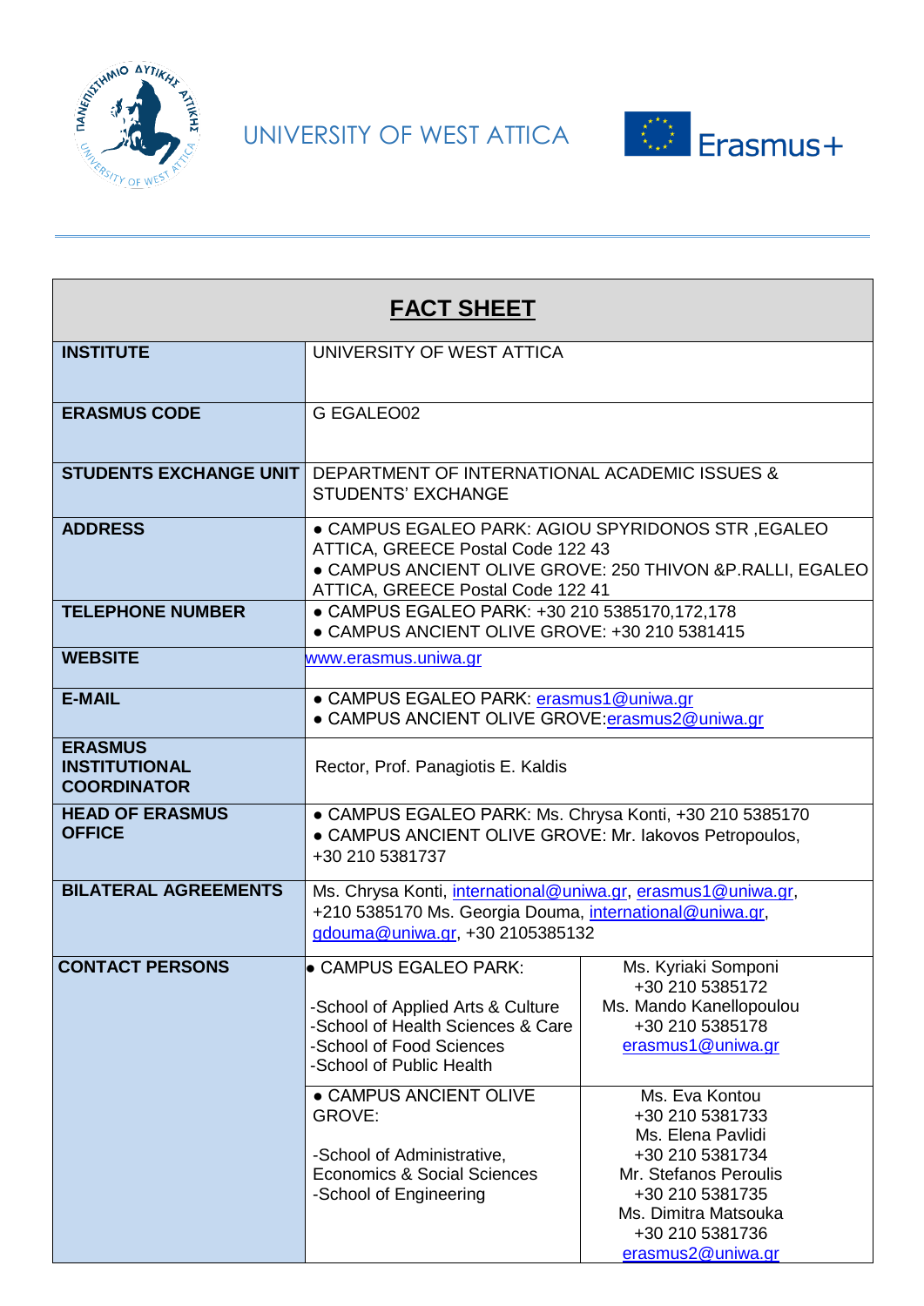UNIVERSITY OF WEST ATTICA

Erasmus+

| FACT SHEET | | |
|---|---|---|
| **INSTITUTE** | UNIVERSITY OF WEST ATTICA | |
| **ERASMUS CODE** | G EGALEO02 | |
| **STUDENTS EXCHANGE UNIT** | DEPARTMENT OF INTERNATIONAL ACADEMIC ISSUES & STUDENTS' EXCHANGE | |
| **ADDRESS** | • CAMPUS EGALEO PARK: AGIOU SPYRIDONOS STR ,EGALEO ATTICA, GREECE Postal Code 122 43<br>• CAMPUS ANCIENT OLIVE GROVE: 250 THIVON &P.RALLI, EGALEO ATTICA, GREECE Postal Code 122 41 | |
| **TELEPHONE NUMBER** | • CAMPUS EGALEO PARK: +30 210 5385170,172,178<br>• CAMPUS ANCIENT OLIVE GROVE: +30 210 5381415 | |
| **WEBSITE** | www.erasmus.uniwa.gr | |
| **E-MAIL** | • CAMPUS EGALEO PARK: erasmus1@uniwa.gr<br>• CAMPUS ANCIENT OLIVE GROVE:erasmus2@uniwa.gr | |
| **ERASMUS INSTITUTIONAL COORDINATOR** | Rector, Prof. Panagiotis E. Kaldis | |
| **HEAD OF ERASMUS OFFICE** | • CAMPUS EGALEO PARK: Ms. Chrysa Konti, +30 210 5385170<br>• CAMPUS ANCIENT OLIVE GROVE: Mr. Iakovos Petropoulos, +30 210 5381737 | |
| **BILATERAL AGREEMENTS** | Ms. Chrysa Konti, international@uniwa.gr, erasmus1@uniwa.gr, +210 5385170 Ms. Georgia Douma, international@uniwa.gr, gdouma@uniwa.gr, +30 2105385132 | |
| **CONTACT PERSONS** | • CAMPUS EGALEO PARK:<br><br>-School of Applied Arts & Culture<br>-School of Health Sciences & Care<br>-School of Food Sciences<br>-School of Public Health | Ms. Kyriaki Somponi<br>+30 210 5385172<br>Ms. Mando Kanellopoulou<br>+30 210 5385178<br>erasmus1@uniwa.gr |
| | • CAMPUS ANCIENT OLIVE GROVE:<br><br>-School of Administrative, Economics & Social Sciences<br>-School of Engineering | Ms. Eva Kontou<br>+30 210 5381733<br>Ms. Elena Pavlidi<br>+30 210 5381734<br>Mr. Stefanos Peroulis<br>+30 210 5381735<br>Ms. Dimitra Matsouka<br>+30 210 5381736<br>erasmus2@uniwa.gr |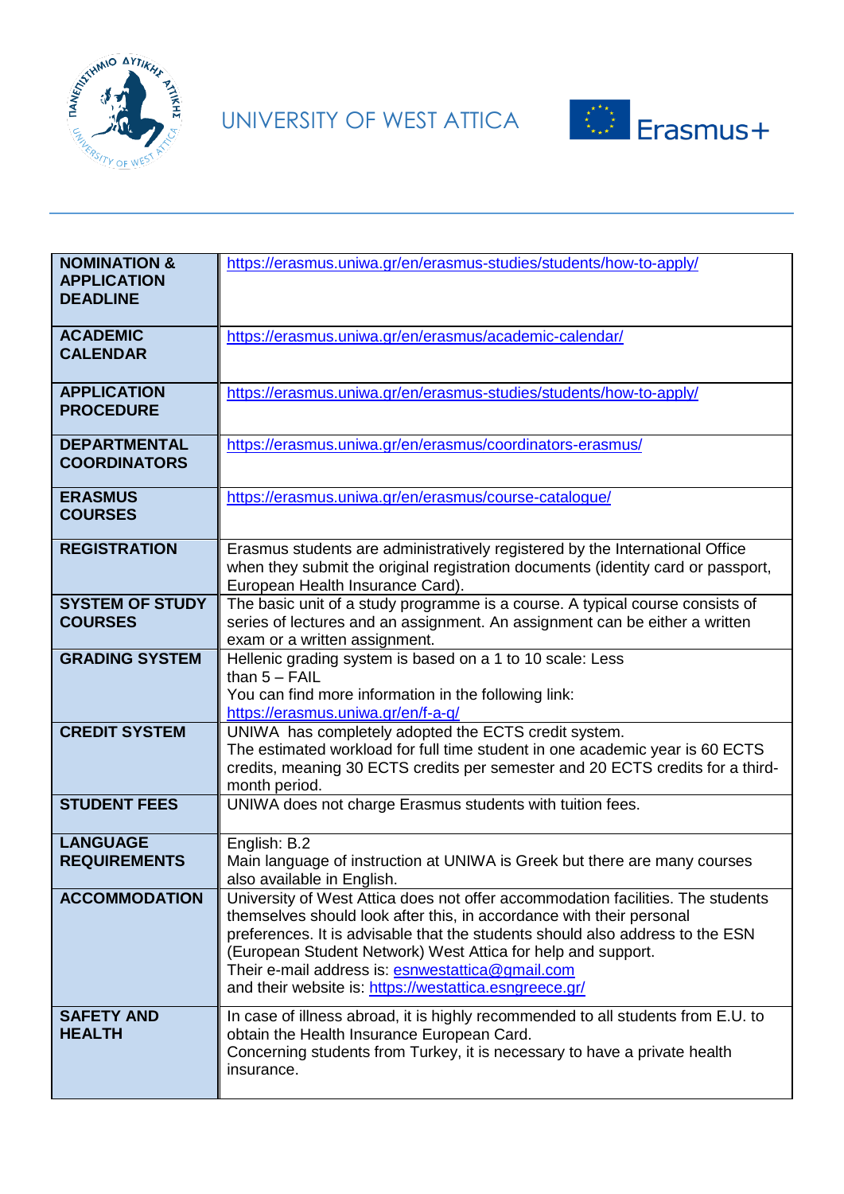UNIVERSITY OF WEST ATTICA

Erasmus+

| | |
|---|---|
| **NOMINATION & APPLICATION DEADLINE** | https://erasmus.uniwa.gr/en/erasmus-studies/students/how-to-apply/ |
| **ACADEMIC CALENDAR** | https://erasmus.uniwa.gr/en/erasmus/academic-calendar/ |
| **APPLICATION PROCEDURE** | https://erasmus.uniwa.gr/en/erasmus-studies/students/how-to-apply/ |
| **DEPARTMENTAL COORDINATORS** | https://erasmus.uniwa.gr/en/erasmus/coordinators-erasmus/ |
| **ERASMUS COURSES** | https://erasmus.uniwa.gr/en/erasmus/course-catalogue/ |
| **REGISTRATION** | Erasmus students are administratively registered by the International Office when they submit the original registration documents (identity card or passport, European Health Insurance Card). |
| **SYSTEM OF STUDY COURSES** | The basic unit of a study programme is a course. A typical course consists of series of lectures and an assignment. An assignment can be either a written exam or a written assignment. |
| **GRADING SYSTEM** | Hellenic grading system is based on a 1 to 10 scale: Less than 5 – FAIL<br>You can find more information in the following link:<br>https://erasmus.uniwa.gr/en/f-a-q/ |
| **CREDIT SYSTEM** | UNIWA has completely adopted the ECTS credit system.<br>The estimated workload for full time student in one academic year is 60 ECTS credits, meaning 30 ECTS credits per semester and 20 ECTS credits for a third-month period. |
| **STUDENT FEES** | UNIWA does not charge Erasmus students with tuition fees. |
| **LANGUAGE REQUIREMENTS** | English: B.2<br>Main language of instruction at UNIWA is Greek but there are many courses also available in English. |
| **ACCOMMODATION** | University of West Attica does not offer accommodation facilities. The students themselves should look after this, in accordance with their personal preferences. It is advisable that the students should also address to the ESN (European Student Network) West Attica for help and support.<br>Their e-mail address is: esnwestattica@gmail.com<br>and their website is: https://westattica.esngreece.gr/ |
| **SAFETY AND HEALTH** | In case of illness abroad, it is highly recommended to all students from E.U. to obtain the Health Insurance European Card.<br>Concerning students from Turkey, it is necessary to have a private health insurance. |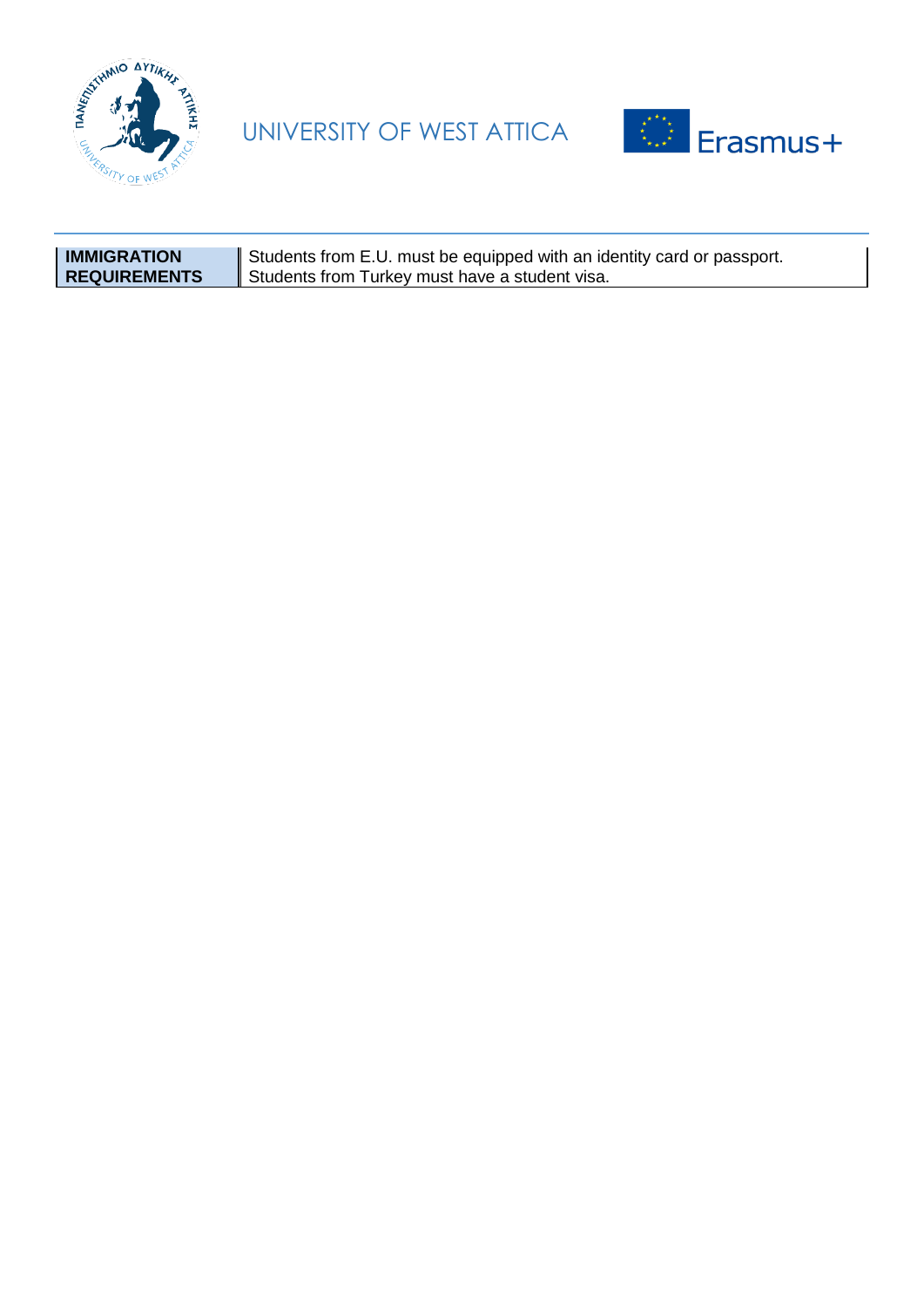| | |
|---|---|
| **IMMIGRATION REQUIREMENTS** | Students from E.U. must be equipped with an identity card or passport.<br>Students from Turkey must have a student visa. |